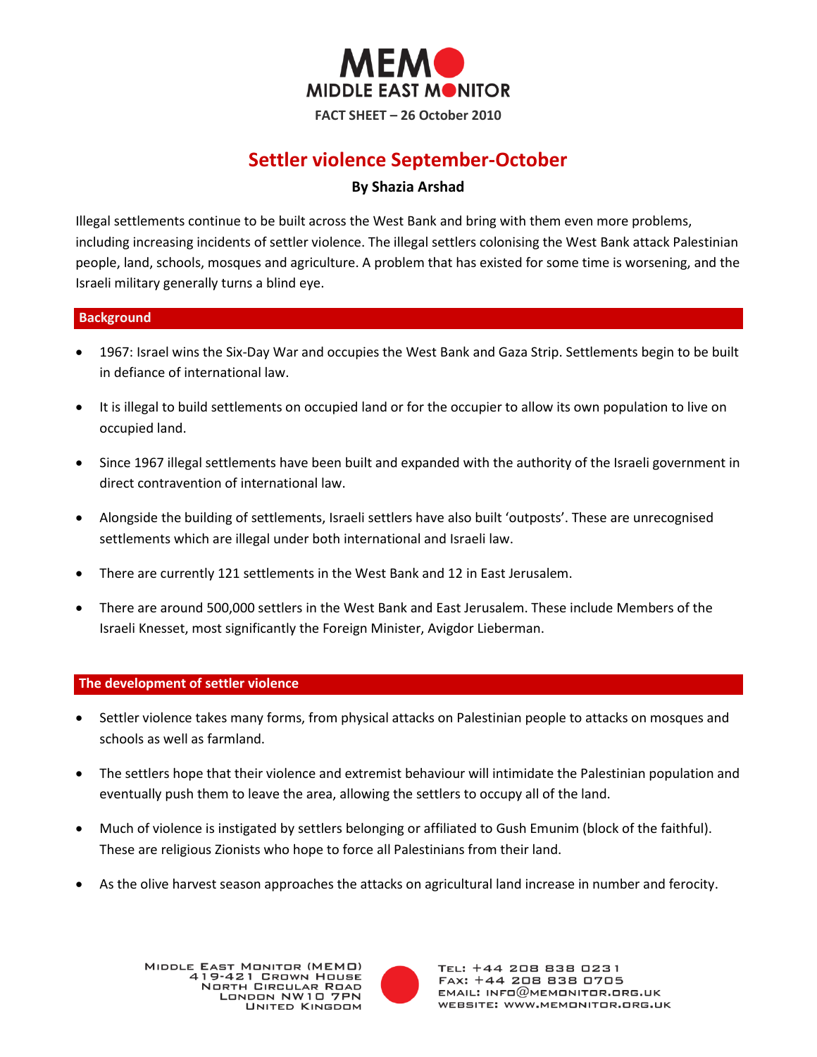# MEMO MIDDLE EAST MONITOR

**FACT SHEET – 26 October 2010**

## Settler violence September-October

**By Shazia Arshad**

Illegal settlements continue to be built across the West Bank and bring with them even more problems, including increasing incidents of settler violence. The illegal settlers colonising the West Bank attack Palestinian people, land, schools, mosques and agriculture. A problem that has existed for some time is worsening, and the Israeli military generally turns a blind eye.

### Background

- 1967: Israel wins the Six-Day War and occupies the West Bank and Gaza Strip. Settlements begin to be built in defiance of international law.
- It is illegal to build settlements on occupied land or for the occupier to allow its own population to live on occupied land.
- Since 1967 illegal settlements have been built and expanded with the authority of the Israeli government in direct contravention of international law.
- Alongside the building of settlements, Israeli settlers have also built 'outposts'. These are unrecognised settlements which are illegal under both international and Israeli law.
- There are currently 121 settlements in the West Bank and 12 in East Jerusalem.
- There are around 500,000 settlers in the West Bank and East Jerusalem. These include Members of the Israeli Knesset, most significantly the Foreign Minister, Avigdor Lieberman.

### The development of settler violence

- Settler violence takes many forms, from physical attacks on Palestinian people to attacks on mosques and schools as well as farmland.
- The settlers hope that their violence and extremist behaviour will intimidate the Palestinian population and eventually push them to leave the area, allowing the settlers to occupy all of the land.
- Much of violence is instigated by settlers belonging or affiliated to Gush Emunim (block of the faithful). These are religious Zionists who hope to force all Palestinians from their land.
- As the olive harvest season approaches the attacks on agricultural land increase in number and ferocity.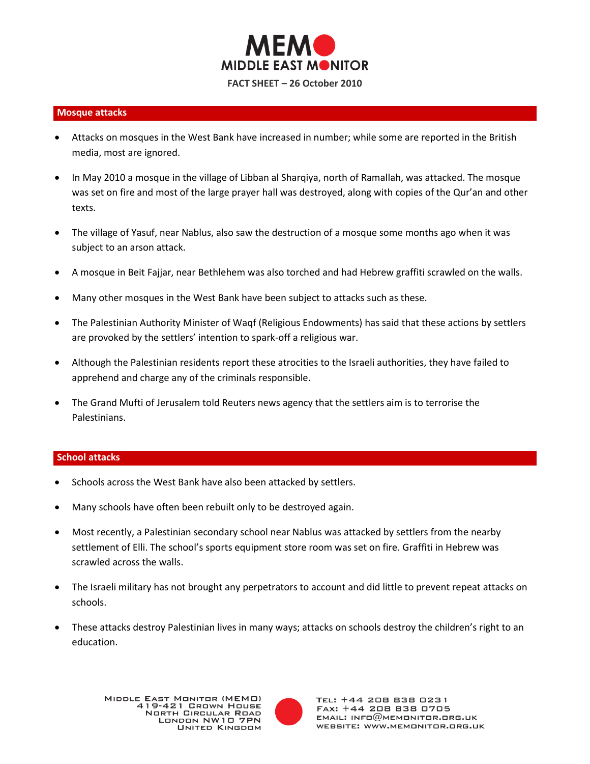# MEMO MIDDLE EAST MONITOR

**FACT SHEET – 26 October 2010**

## Mosque attacks

- Attacks on mosques in the West Bank have increased in number; while some are reported in the British media, most are ignored.
- In May 2010 a mosque in the village of Libban al Sharqiya, north of Ramallah, was attacked. The mosque was set on fire and most of the large prayer hall was destroyed, along with copies of the Qur'an and other texts.
- The village of Yasuf, near Nablus, also saw the destruction of a mosque some months ago when it was subject to an arson attack.
- A mosque in Beit Fajjar, near Bethlehem was also torched and had Hebrew graffiti scrawled on the walls.
- Many other mosques in the West Bank have been subject to attacks such as these.
- The Palestinian Authority Minister of Waqf (Religious Endowments) has said that these actions by settlers are provoked by the settlers' intention to spark-off a religious war.
- Although the Palestinian residents report these atrocities to the Israeli authorities, they have failed to apprehend and charge any of the criminals responsible.
- The Grand Mufti of Jerusalem told Reuters news agency that the settlers aim is to terrorise the Palestinians.

## School attacks

- Schools across the West Bank have also been attacked by settlers.
- Many schools have often been rebuilt only to be destroyed again.
- Most recently, a Palestinian secondary school near Nablus was attacked by settlers from the nearby settlement of Elli. The school's sports equipment store room was set on fire. Graffiti in Hebrew was scrawled across the walls.
- The Israeli military has not brought any perpetrators to account and did little to prevent repeat attacks on schools.
- These attacks destroy Palestinian lives in many ways; attacks on schools destroy the children's right to an education.

Middle East Monitor (MEMO)
419-421 Crown House
North Circular Road
London NW10 7PN
United Kingdom

Tel: +44 208 838 0231
Fax: +44 208 838 0705
Email: info@memonitor.org.uk
Website: www.memonitor.org.uk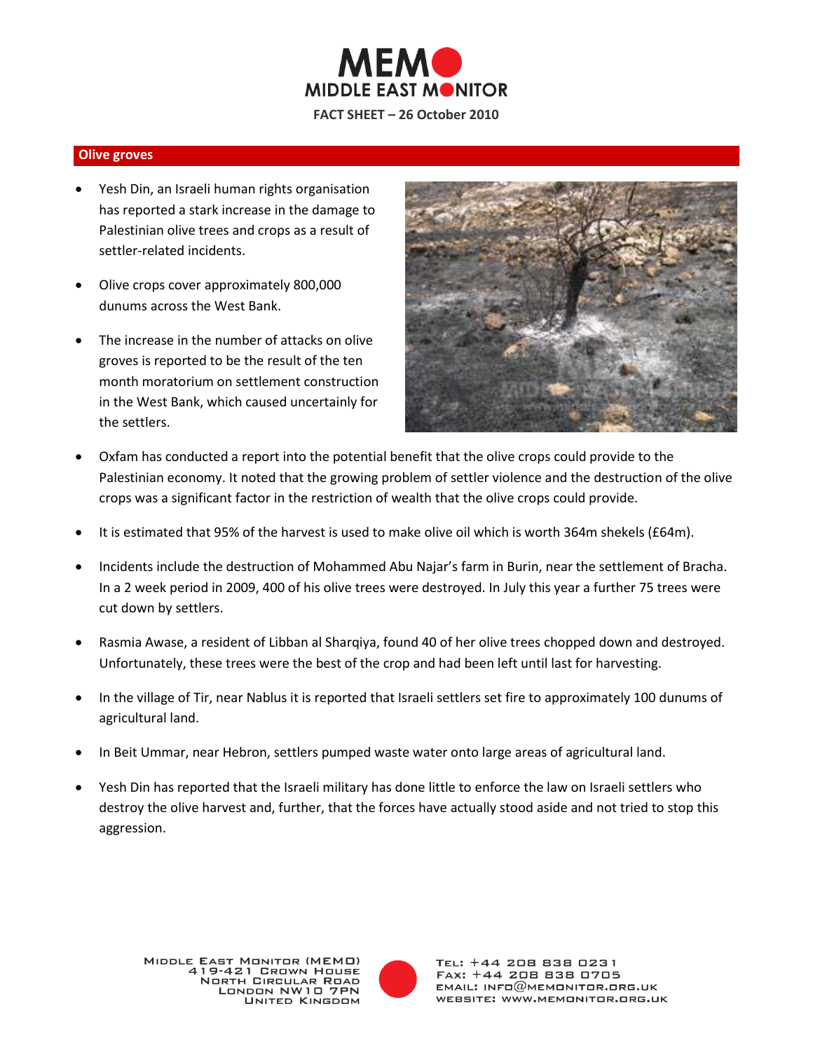# MEMO MIDDLE EAST MONITOR

**FACT SHEET – 26 October 2010**

## Olive groves

- Yesh Din, an Israeli human rights organisation has reported a stark increase in the damage to Palestinian olive trees and crops as a result of settler-related incidents.
- Olive crops cover approximately 800,000 dunums across the West Bank.
- The increase in the number of attacks on olive groves is reported to be the result of the ten month moratorium on settlement construction in the West Bank, which caused uncertainly for the settlers.
- Oxfam has conducted a report into the potential benefit that the olive crops could provide to the Palestinian economy. It noted that the growing problem of settler violence and the destruction of the olive crops was a significant factor in the restriction of wealth that the olive crops could provide.
- It is estimated that 95% of the harvest is used to make olive oil which is worth 364m shekels (£64m).
- Incidents include the destruction of Mohammed Abu Najar's farm in Burin, near the settlement of Bracha. In a 2 week period in 2009, 400 of his olive trees were destroyed. In July this year a further 75 trees were cut down by settlers.
- Rasmia Awase, a resident of Libban al Sharqiya, found 40 of her olive trees chopped down and destroyed. Unfortunately, these trees were the best of the crop and had been left until last for harvesting.
- In the village of Tir, near Nablus it is reported that Israeli settlers set fire to approximately 100 dunums of agricultural land.
- In Beit Ummar, near Hebron, settlers pumped waste water onto large areas of agricultural land.
- Yesh Din has reported that the Israeli military has done little to enforce the law on Israeli settlers who destroy the olive harvest and, further, that the forces have actually stood aside and not tried to stop this aggression.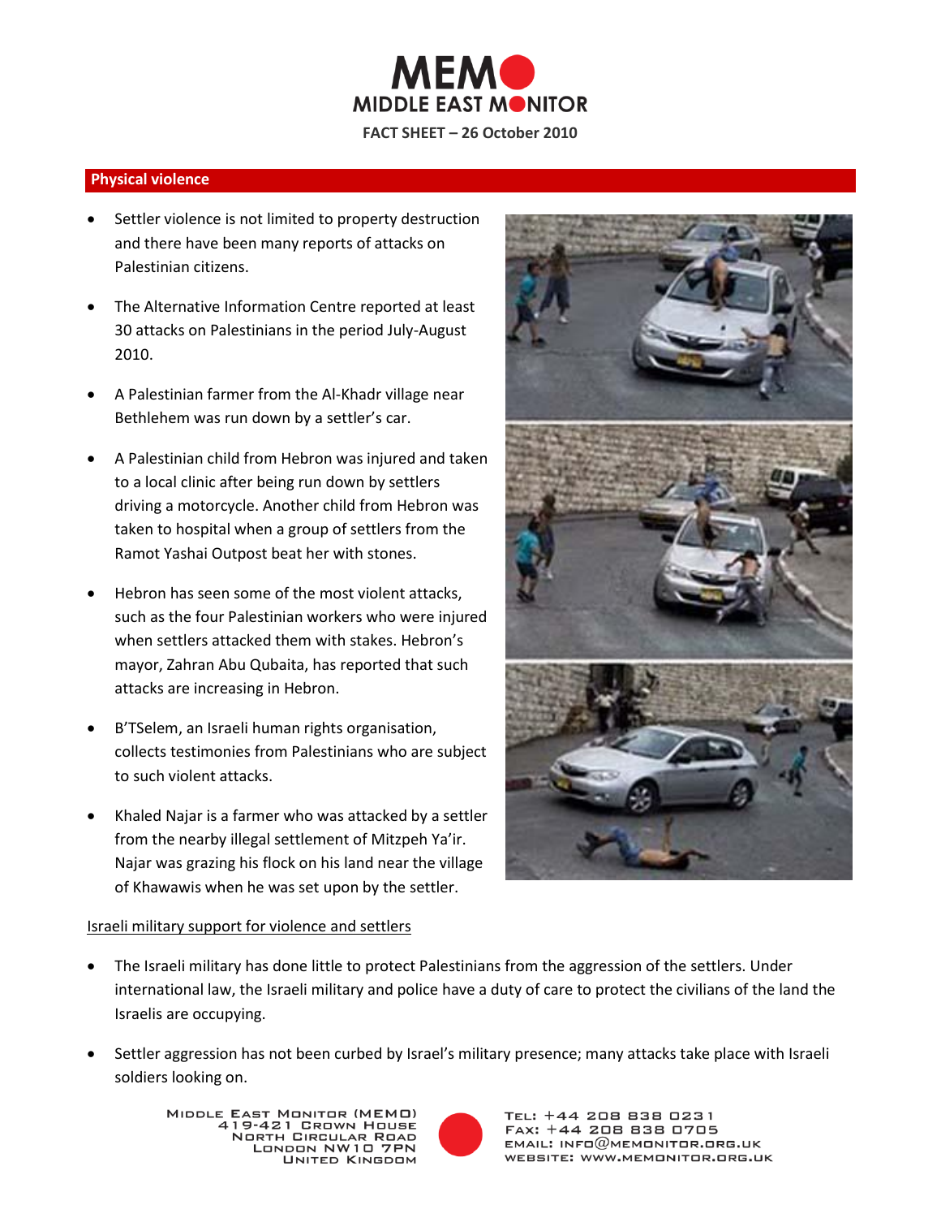## Physical violence

- Settler violence is not limited to property destruction and there have been many reports of attacks on Palestinian citizens.
- The Alternative Information Centre reported at least 30 attacks on Palestinians in the period July-August 2010.
- A Palestinian farmer from the Al-Khadr village near Bethlehem was run down by a settler's car.
- A Palestinian child from Hebron was injured and taken to a local clinic after being run down by settlers driving a motorcycle. Another child from Hebron was taken to hospital when a group of settlers from the Ramot Yashai Outpost beat her with stones.
- Hebron has seen some of the most violent attacks, such as the four Palestinian workers who were injured when settlers attacked them with stakes. Hebron's mayor, Zahran Abu Qubaita, has reported that such attacks are increasing in Hebron.
- B'TSelem, an Israeli human rights organisation, collects testimonies from Palestinians who are subject to such violent attacks.
- Khaled Najar is a farmer who was attacked by a settler from the nearby illegal settlement of Mitzpeh Ya'ir. Najar was grazing his flock on his land near the village of Khawawis when he was set upon by the settler.

### Israeli military support for violence and settlers

- The Israeli military has done little to protect Palestinians from the aggression of the settlers. Under international law, the Israeli military and police have a duty of care to protect the civilians of the land the Israelis are occupying.
- Settler aggression has not been curbed by Israel's military presence; many attacks take place with Israeli soldiers looking on.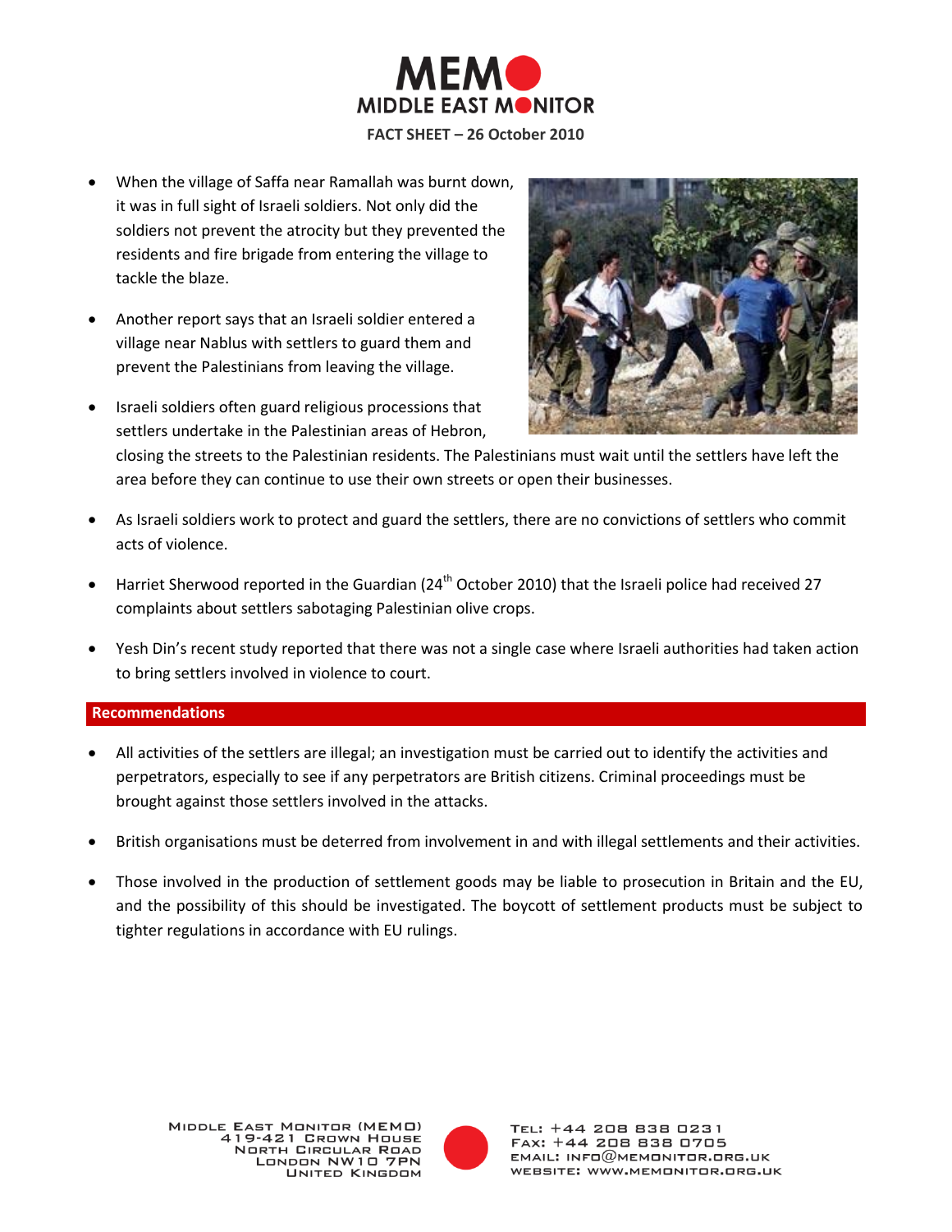- When the village of Saffa near Ramallah was burnt down, it was in full sight of Israeli soldiers. Not only did the soldiers not prevent the atrocity but they prevented the residents and fire brigade from entering the village to tackle the blaze.
- Another report says that an Israeli soldier entered a village near Nablus with settlers to guard them and prevent the Palestinians from leaving the village.
- Israeli soldiers often guard religious processions that settlers undertake in the Palestinian areas of Hebron, closing the streets to the Palestinian residents. The Palestinians must wait until the settlers have left the area before they can continue to use their own streets or open their businesses.
- As Israeli soldiers work to protect and guard the settlers, there are no convictions of settlers who commit acts of violence.
- Harriet Sherwood reported in the Guardian (24th October 2010) that the Israeli police had received 27 complaints about settlers sabotaging Palestinian olive crops.
- Yesh Din's recent study reported that there was not a single case where Israeli authorities had taken action to bring settlers involved in violence to court.

## Recommendations

- All activities of the settlers are illegal; an investigation must be carried out to identify the activities and perpetrators, especially to see if any perpetrators are British citizens. Criminal proceedings must be brought against those settlers involved in the attacks.
- British organisations must be deterred from involvement in and with illegal settlements and their activities.
- Those involved in the production of settlement goods may be liable to prosecution in Britain and the EU, and the possibility of this should be investigated. The boycott of settlement products must be subject to tighter regulations in accordance with EU rulings.